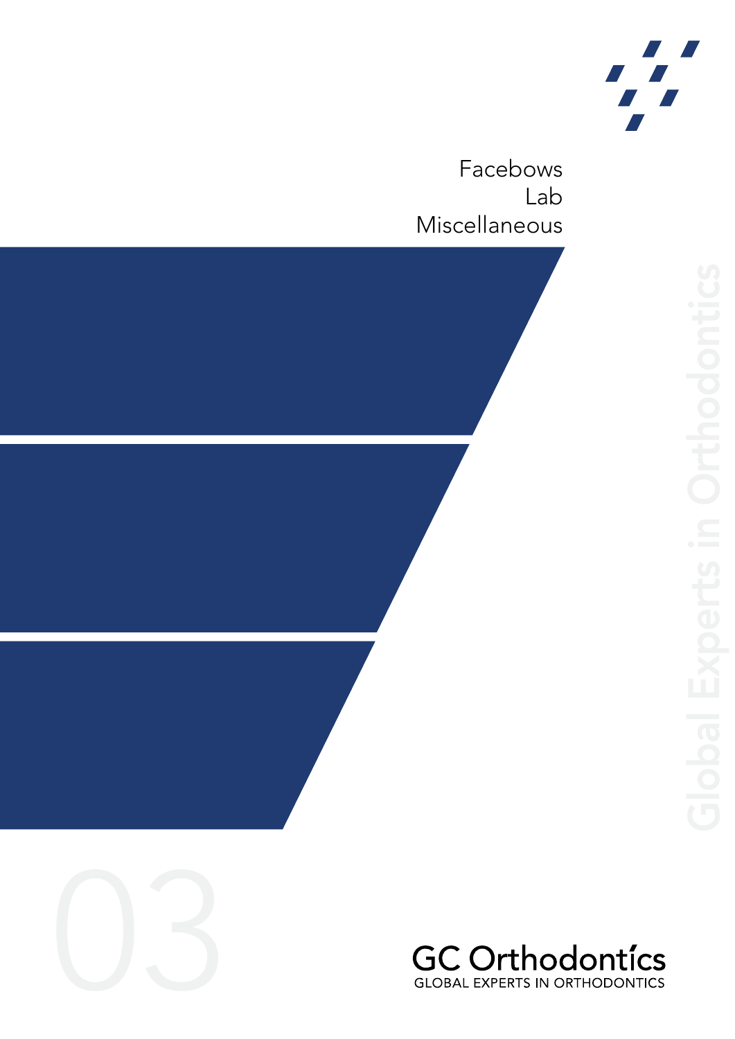Facebows
Lab
Miscellaneous

03

Global Experts in Orthodontics

GC Orthodontícs
GLOBAL EXPERTS IN ORTHODONTICS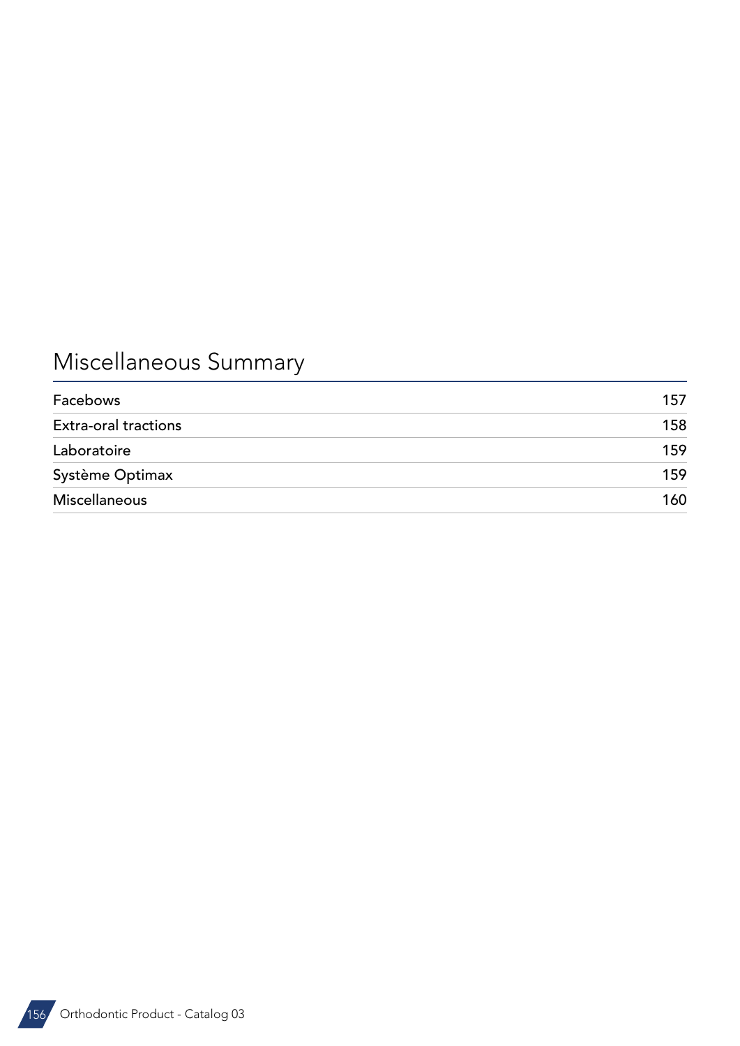# Miscellaneous Summary

| | |
|---|---|
| Facebows | 157 |
| Extra-oral tractions | 158 |
| Laboratoire | 159 |
| Système Optimax | 159 |
| Miscellaneous | 160 |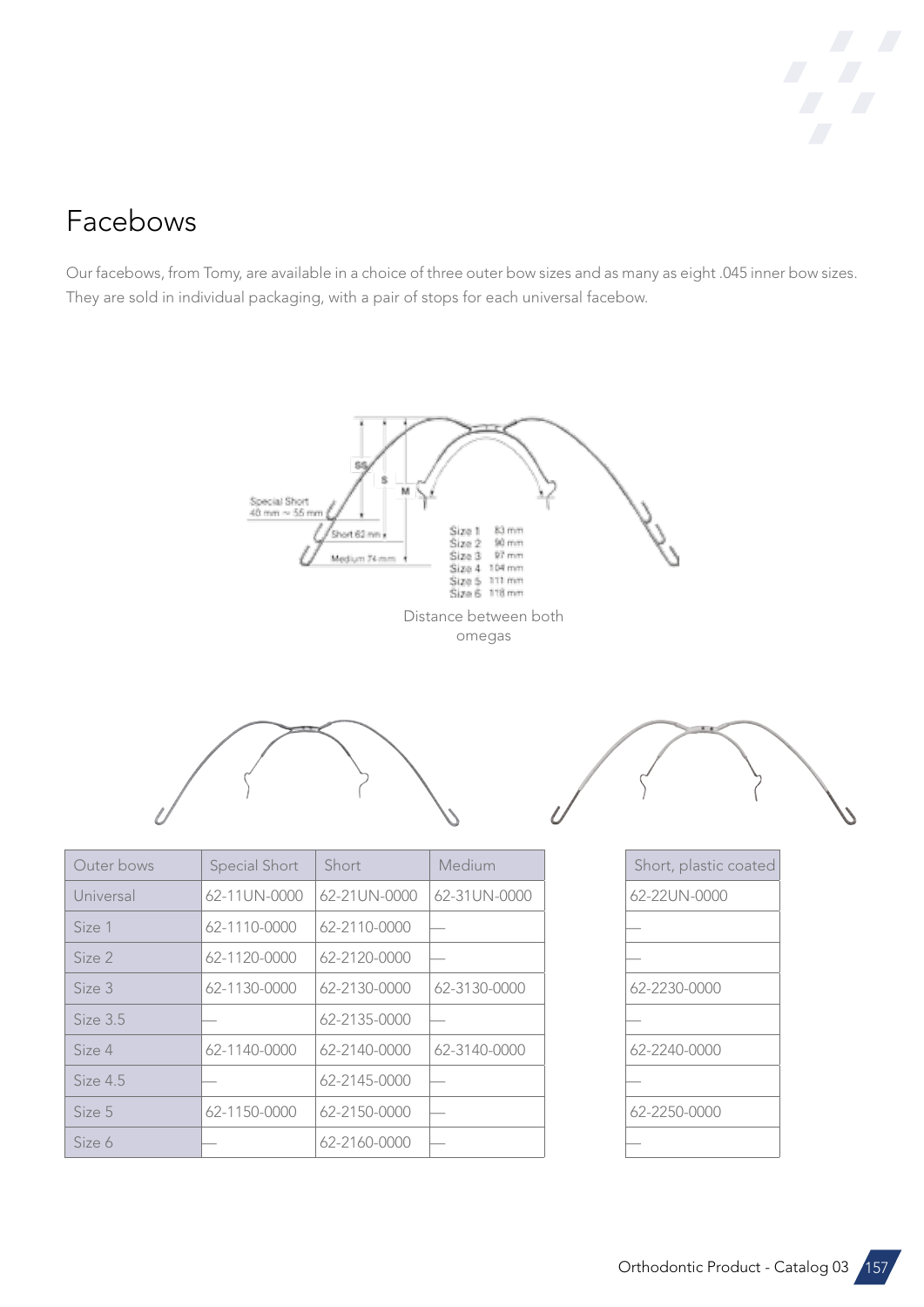# Facebows

Our facebows, from Tomy, are available in a choice of three outer bow sizes and as many as eight .045 inner bow sizes. They are sold in individual packaging, with a pair of stops for each universal facebow.

Distance between both omegas

| Outer bows | Special Short | Short | Medium |
|---|---|---|---|
| Universal | 62-11UN-0000 | 62-21UN-0000 | 62-31UN-0000 |
| Size 1 | 62-1110-0000 | 62-2110-0000 | — |
| Size 2 | 62-1120-0000 | 62-2120-0000 | — |
| Size 3 | 62-1130-0000 | 62-2130-0000 | 62-3130-0000 |
| Size 3.5 | — | 62-2135-0000 | — |
| Size 4 | 62-1140-0000 | 62-2140-0000 | 62-3140-0000 |
| Size 4.5 | — | 62-2145-0000 | — |
| Size 5 | 62-1150-0000 | 62-2150-0000 | — |
| Size 6 | — | 62-2160-0000 | — |

| Short, plastic coated |
|---|
| 62-22UN-0000 |
| — |
| — |
| 62-2230-0000 |
| — |
| 62-2240-0000 |
| — |
| 62-2250-0000 |
| — |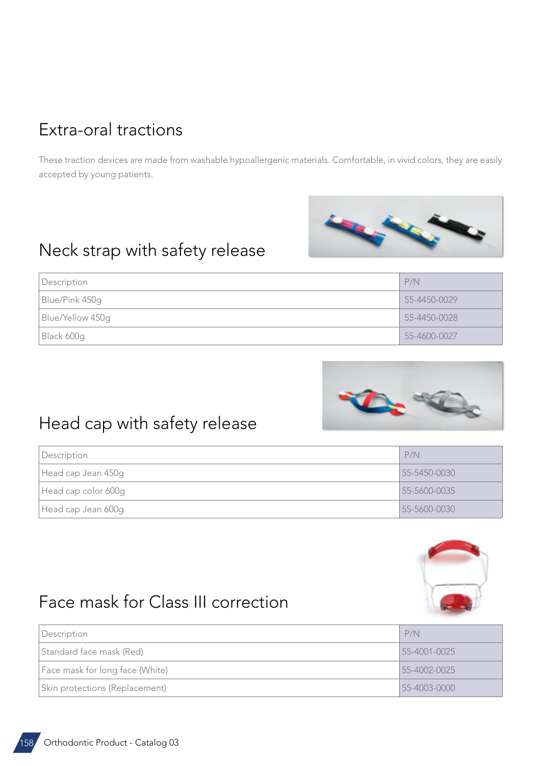# Extra-oral tractions

These traction devices are made from washable hypoallergenic materials. Comfortable, in vivid colors, they are easily accepted by young patients.

## Neck strap with safety release

| Description | P/N |
| --- | --- |
| Blue/Pink 450g | 55-4450-0029 |
| Blue/Yellow 450g | 55-4450-0028 |
| Black 600g | 55-4600-0027 |

## Head cap with safety release

| Description | P/N |
| --- | --- |
| Head cap Jean 450g | 55-5450-0030 |
| Head cap color 600g | 55-5600-0035 |
| Head cap Jean 600g | 55-5600-0030 |

## Face mask for Class III correction

| Description | P/N |
| --- | --- |
| Standard face mask (Red) | 55-4001-0025 |
| Face mask for long face (White) | 55-4002-0025 |
| Skin protections (Replacement) | 55-4003-0000 |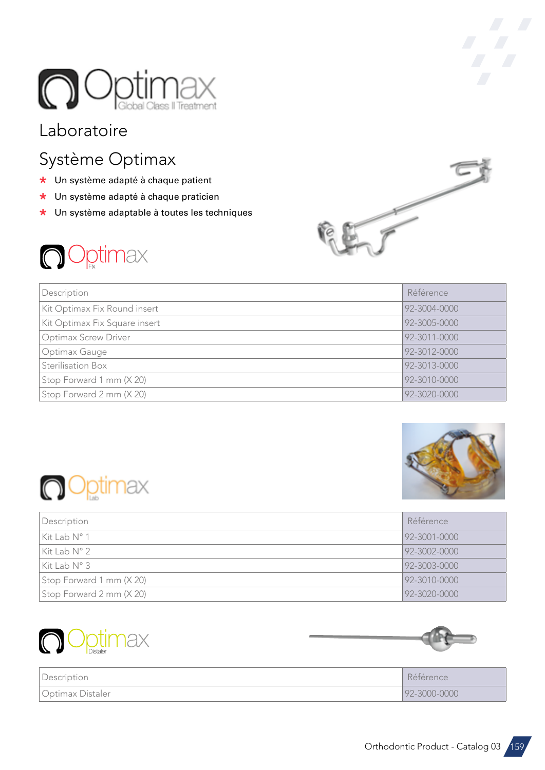# Optimax

Global Class II Treatment

## Laboratoire

## Système Optimax

- Un système adapté à chaque patient
- Un système adapté à chaque praticien
- Un système adaptable à toutes les techniques

### Optimax Fix

| Description | Référence |
|---|---|
| Kit Optimax Fix Round insert | 92-3004-0000 |
| Kit Optimax Fix Square insert | 92-3005-0000 |
| Optimax Screw Driver | 92-3011-0000 |
| Optimax Gauge | 92-3012-0000 |
| Sterilisation Box | 92-3013-0000 |
| Stop Forward 1 mm (X 20) | 92-3010-0000 |
| Stop Forward 2 mm (X 20) | 92-3020-0000 |

### Optimax Lab

| Description | Référence |
|---|---|
| Kit Lab N° 1 | 92-3001-0000 |
| Kit Lab N° 2 | 92-3002-0000 |
| Kit Lab N° 3 | 92-3003-0000 |
| Stop Forward 1 mm (X 20) | 92-3010-0000 |
| Stop Forward 2 mm (X 20) | 92-3020-0000 |

### Optimax Distaler

| Description | Référence |
|---|---|
| Optimax Distaler | 92-3000-0000 |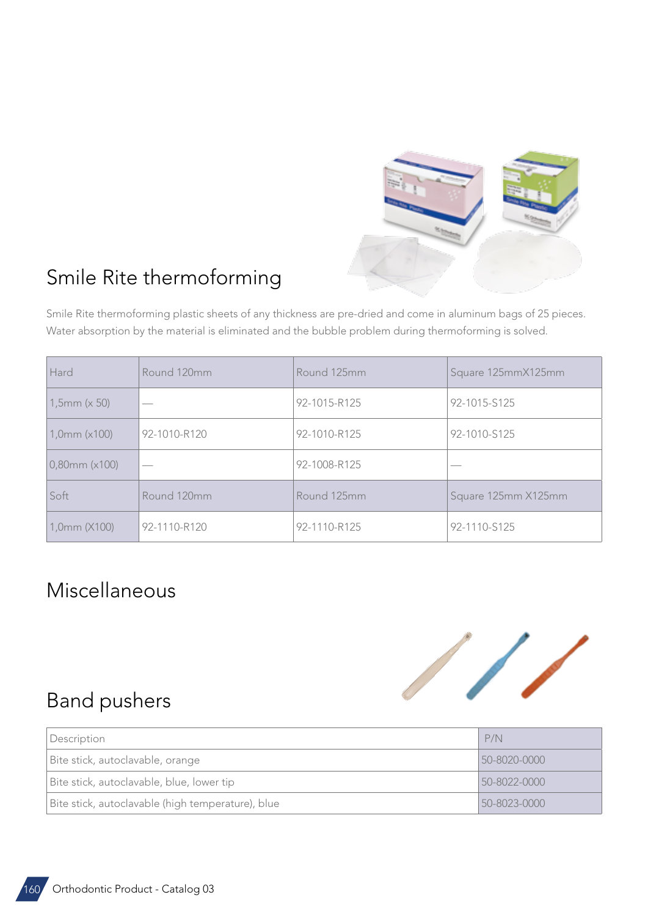## Smile Rite thermoforming

Smile Rite thermoforming plastic sheets of any thickness are pre-dried and come in aluminum bags of 25 pieces. Water absorption by the material is eliminated and the bubble problem during thermoforming is solved.

| Hard | Round 120mm | Round 125mm | Square 125mmX125mm |
|---|---|---|---|
| 1,5mm (x 50) | — | 92-1015-R125 | 92-1015-S125 |
| 1,0mm (x100) | 92-1010-R120 | 92-1010-R125 | 92-1010-S125 |
| 0,80mm (x100) | — | 92-1008-R125 | — |
| Soft | Round 120mm | Round 125mm | Square 125mm X125mm |
| 1,0mm (X100) | 92-1110-R120 | 92-1110-R125 | 92-1110-S125 |

## Miscellaneous

## Band pushers

| Description | P/N |
|---|---|
| Bite stick, autoclavable, orange | 50-8020-0000 |
| Bite stick, autoclavable, blue, lower tip | 50-8022-0000 |
| Bite stick, autoclavable (high temperature), blue | 50-8023-0000 |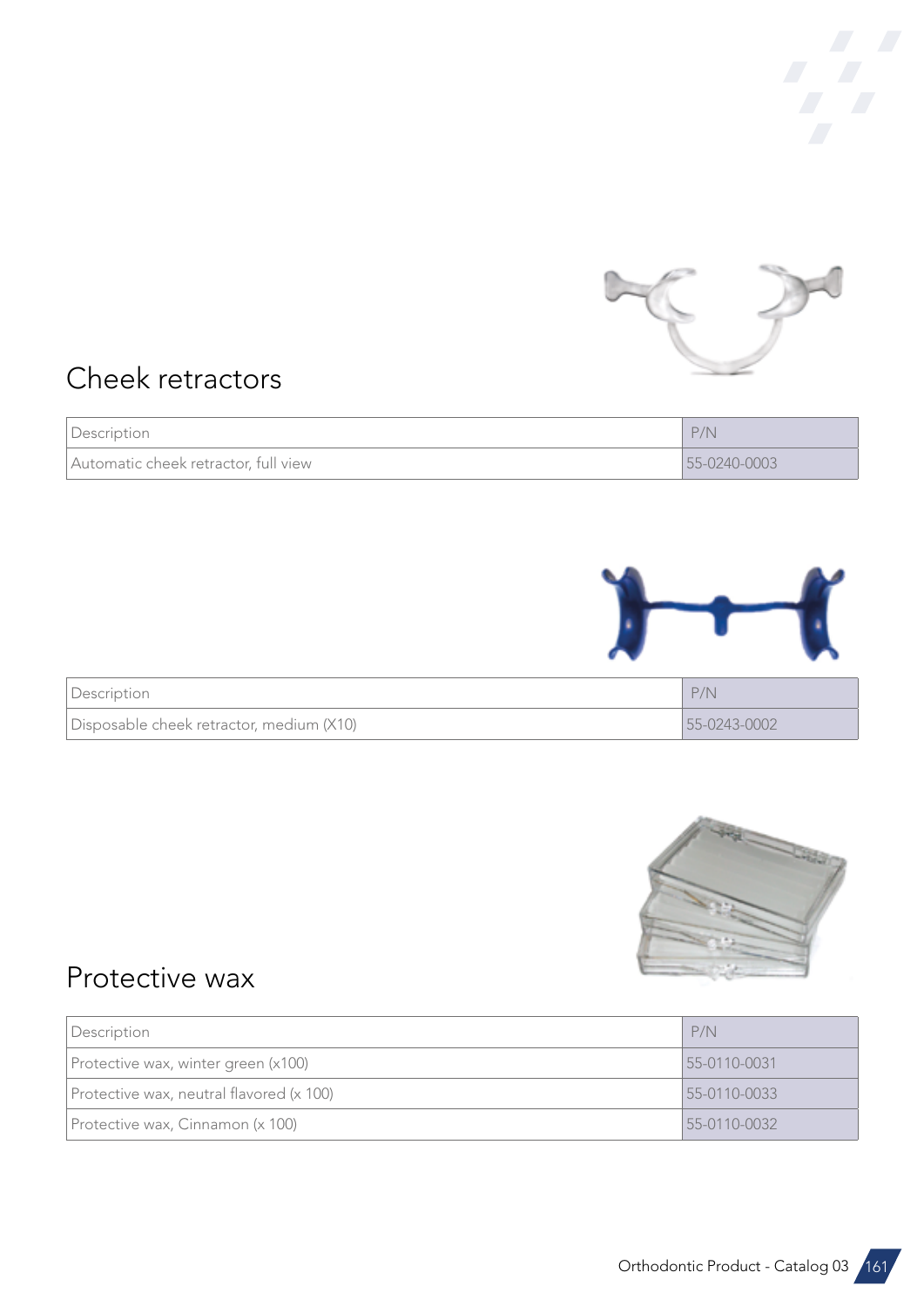# Cheek retractors

| Description | P/N |
| --- | --- |
| Automatic cheek retractor, full view | 55-0240-0003 |

| Description | P/N |
| --- | --- |
| Disposable cheek retractor, medium (X10) | 55-0243-0002 |

# Protective wax

| Description | P/N |
| --- | --- |
| Protective wax, winter green (x100) | 55-0110-0031 |
| Protective wax, neutral flavored (x 100) | 55-0110-0033 |
| Protective wax, Cinnamon (x 100) | 55-0110-0032 |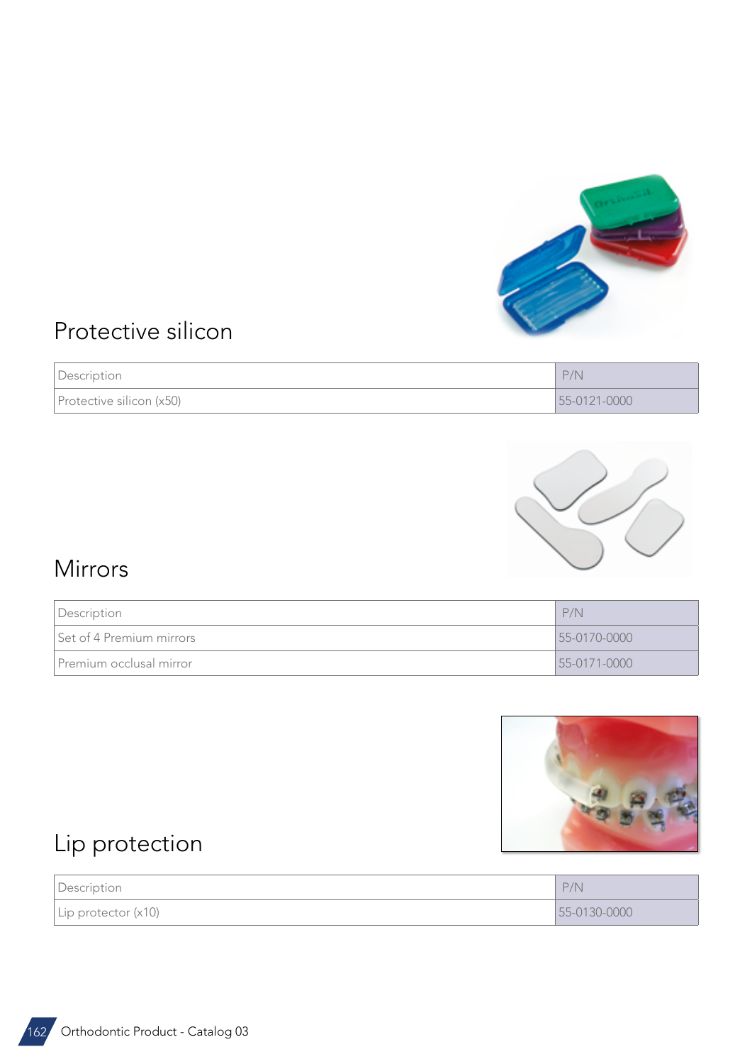## Protective silicon

| Description | P/N |
| --- | --- |
| Protective silicon (x50) | 55-0121-0000 |

## Mirrors

| Description | P/N |
| --- | --- |
| Set of 4 Premium mirrors | 55-0170-0000 |
| Premium occlusal mirror | 55-0171-0000 |

## Lip protection

| Description | P/N |
| --- | --- |
| Lip protector (x10) | 55-0130-0000 |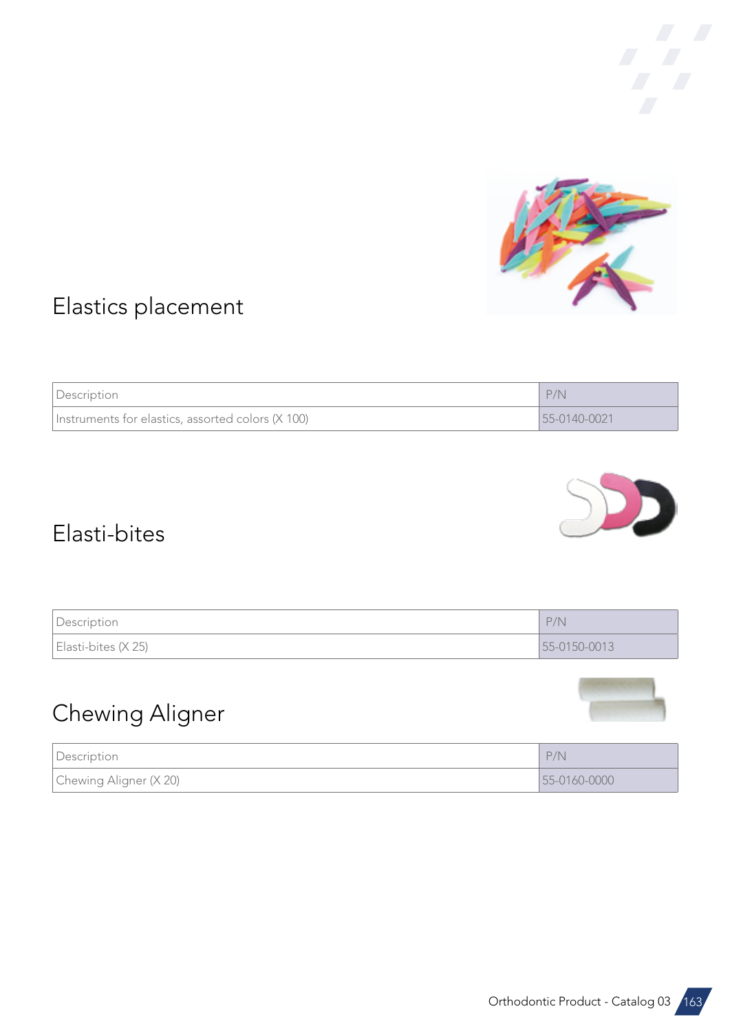## Elastics placement

| Description | P/N |
| --- | --- |
| Instruments for elastics, assorted colors (X 100) | 55-0140-0021 |

## Elasti-bites

| Description | P/N |
| --- | --- |
| Elasti-bites (X 25) | 55-0150-0013 |

## Chewing Aligner

| Description | P/N |
| --- | --- |
| Chewing Aligner (X 20) | 55-0160-0000 |